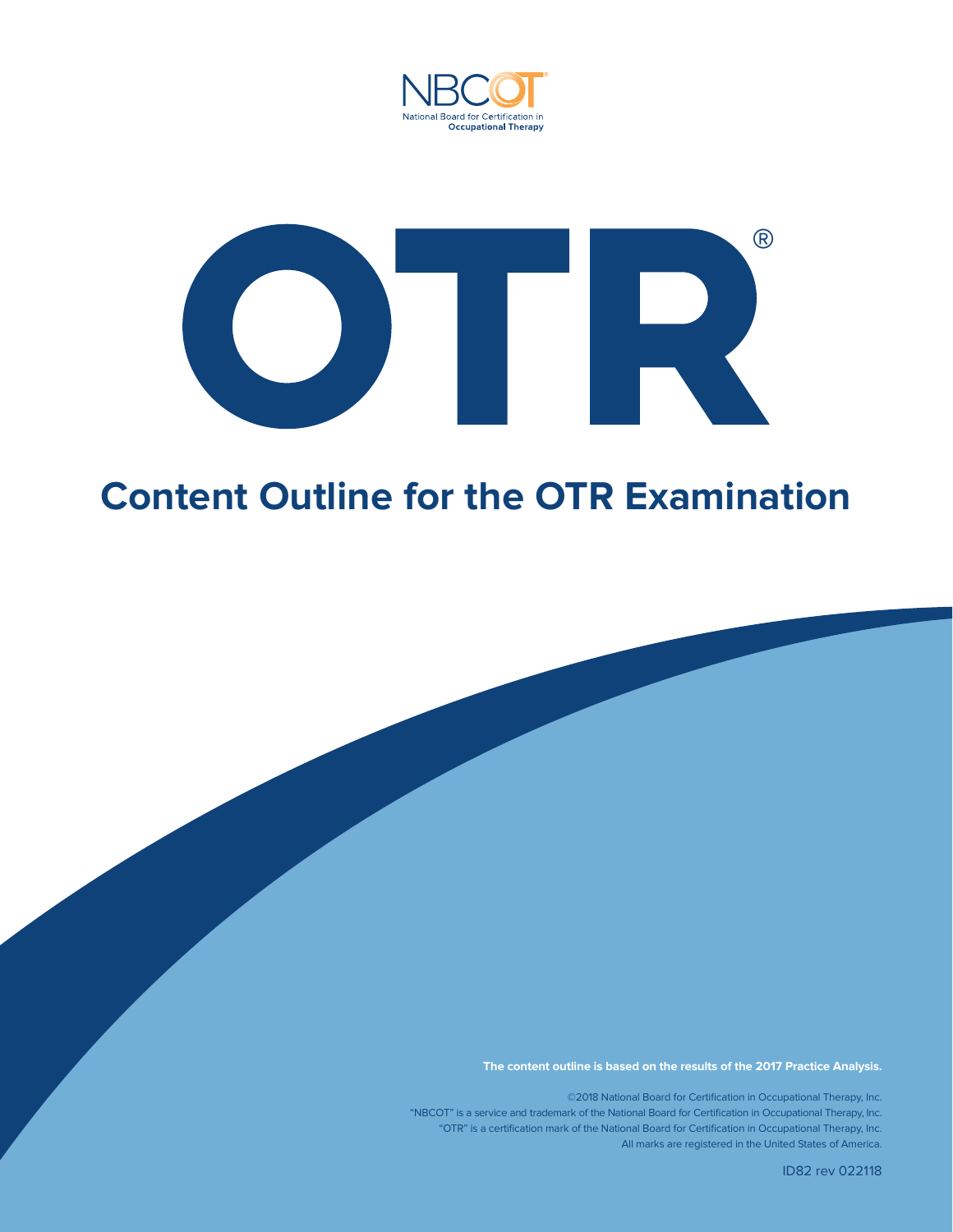NBCOT

National Board for Certification in Occupational Therapy

# OTR®

## Content Outline for the OTR Examination

**The content outline is based on the results of the 2017 Practice Analysis.**

©2018 National Board for Certification in Occupational Therapy, Inc.
"NBCOT" is a service and trademark of the National Board for Certification in Occupational Therapy, Inc.
"OTR" is a certification mark of the National Board for Certification in Occupational Therapy, Inc.
All marks are registered in the United States of America.

ID82 rev 022118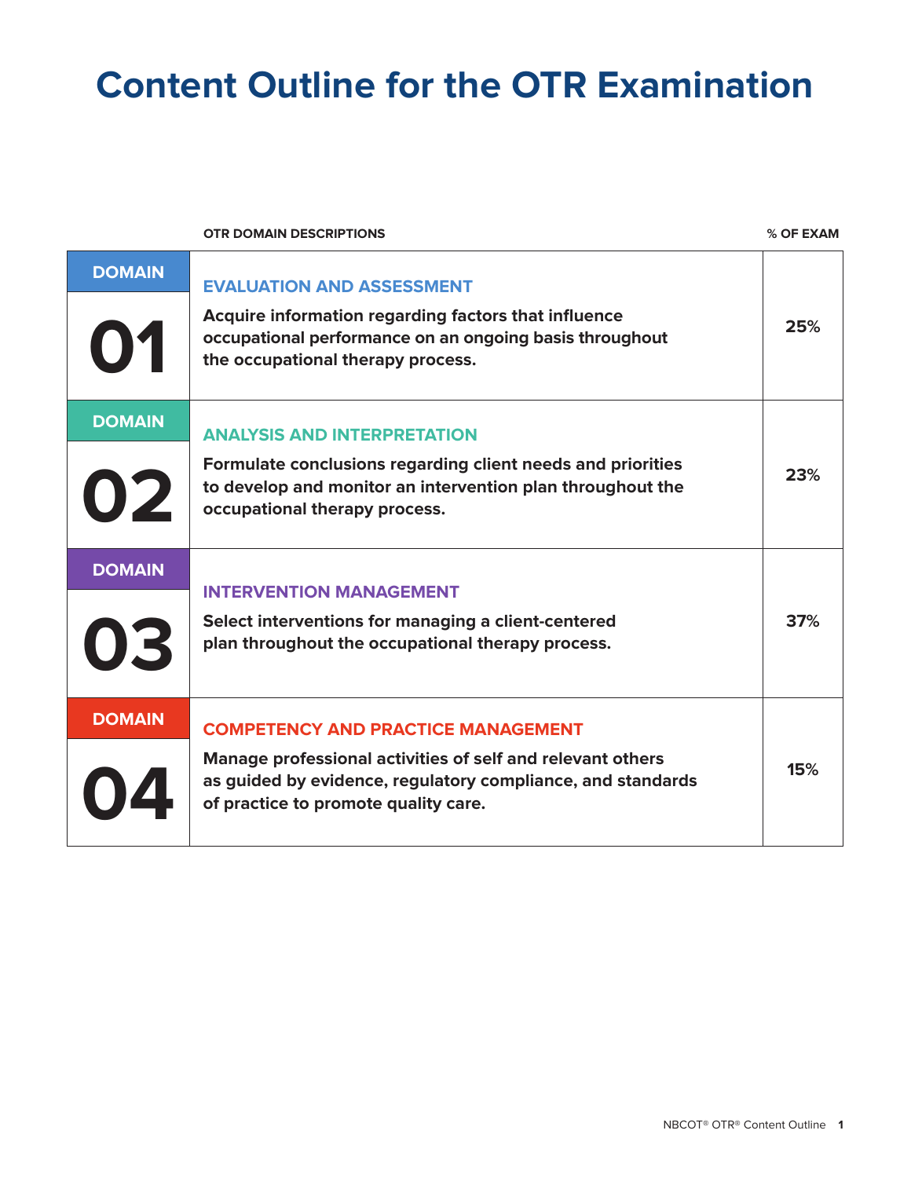# Content Outline for the OTR Examination

| | OTR DOMAIN DESCRIPTIONS | % OF EXAM |
|---|---|---|
| DOMAIN 01 | **EVALUATION AND ASSESSMENT** Acquire information regarding factors that influence occupational performance on an ongoing basis throughout the occupational therapy process. | 25% |
| DOMAIN 02 | **ANALYSIS AND INTERPRETATION** Formulate conclusions regarding client needs and priorities to develop and monitor an intervention plan throughout the occupational therapy process. | 23% |
| DOMAIN 03 | **INTERVENTION MANAGEMENT** Select interventions for managing a client-centered plan throughout the occupational therapy process. | 37% |
| DOMAIN 04 | **COMPETENCY AND PRACTICE MANAGEMENT** Manage professional activities of self and relevant others as guided by evidence, regulatory compliance, and standards of practice to promote quality care. | 15% |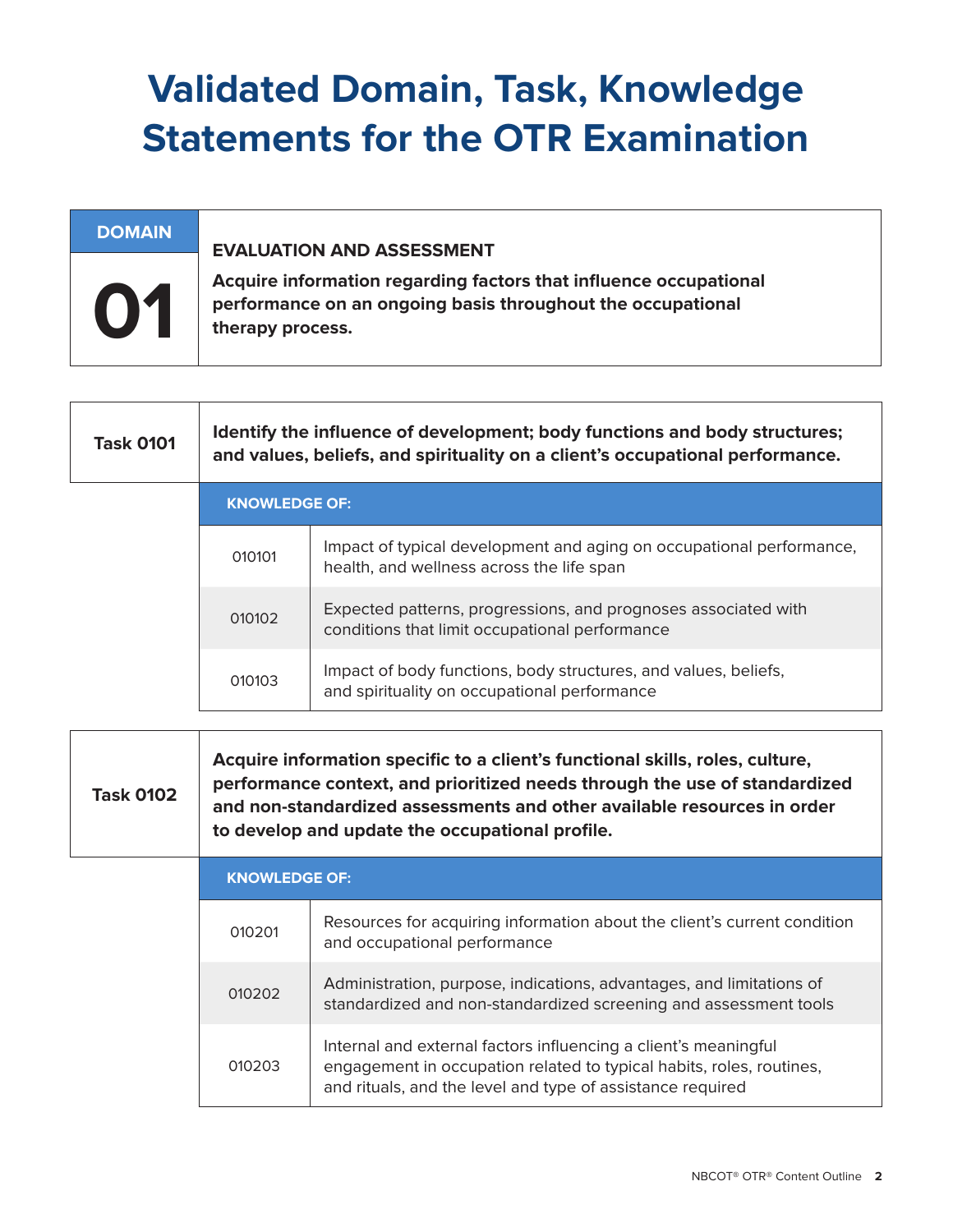# Validated Domain, Task, Knowledge Statements for the OTR Examination

## DOMAIN 01

**EVALUATION AND ASSESSMENT**

**Acquire information regarding factors that influence occupational performance on an ongoing basis throughout the occupational therapy process.**

### Task 0101

**Identify the influence of development; body functions and body structures; and values, beliefs, and spirituality on a client's occupational performance.**

| KNOWLEDGE OF: | |
|---|---|
| 010101 | Impact of typical development and aging on occupational performance, health, and wellness across the life span |
| 010102 | Expected patterns, progressions, and prognoses associated with conditions that limit occupational performance |
| 010103 | Impact of body functions, body structures, and values, beliefs, and spirituality on occupational performance |

### Task 0102

**Acquire information specific to a client's functional skills, roles, culture, performance context, and prioritized needs through the use of standardized and non-standardized assessments and other available resources in order to develop and update the occupational profile.**

| KNOWLEDGE OF: | |
|---|---|
| 010201 | Resources for acquiring information about the client's current condition and occupational performance |
| 010202 | Administration, purpose, indications, advantages, and limitations of standardized and non-standardized screening and assessment tools |
| 010203 | Internal and external factors influencing a client's meaningful engagement in occupation related to typical habits, roles, routines, and rituals, and the level and type of assistance required |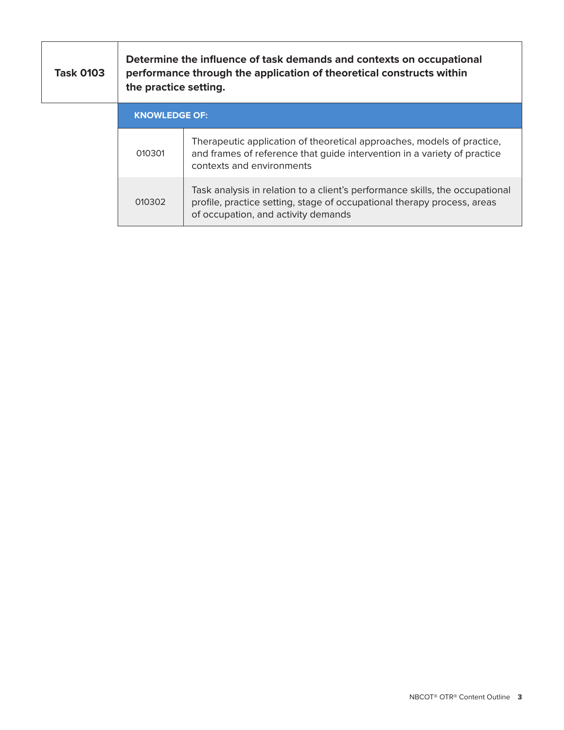| Task 0103 | Determine the influence of task demands and contexts on occupational performance through the application of theoretical constructs within the practice setting. |
|---|---|

**KNOWLEDGE OF:**

| | |
|---|---|
| 010301 | Therapeutic application of theoretical approaches, models of practice, and frames of reference that guide intervention in a variety of practice contexts and environments |
| 010302 | Task analysis in relation to a client's performance skills, the occupational profile, practice setting, stage of occupational therapy process, areas of occupation, and activity demands |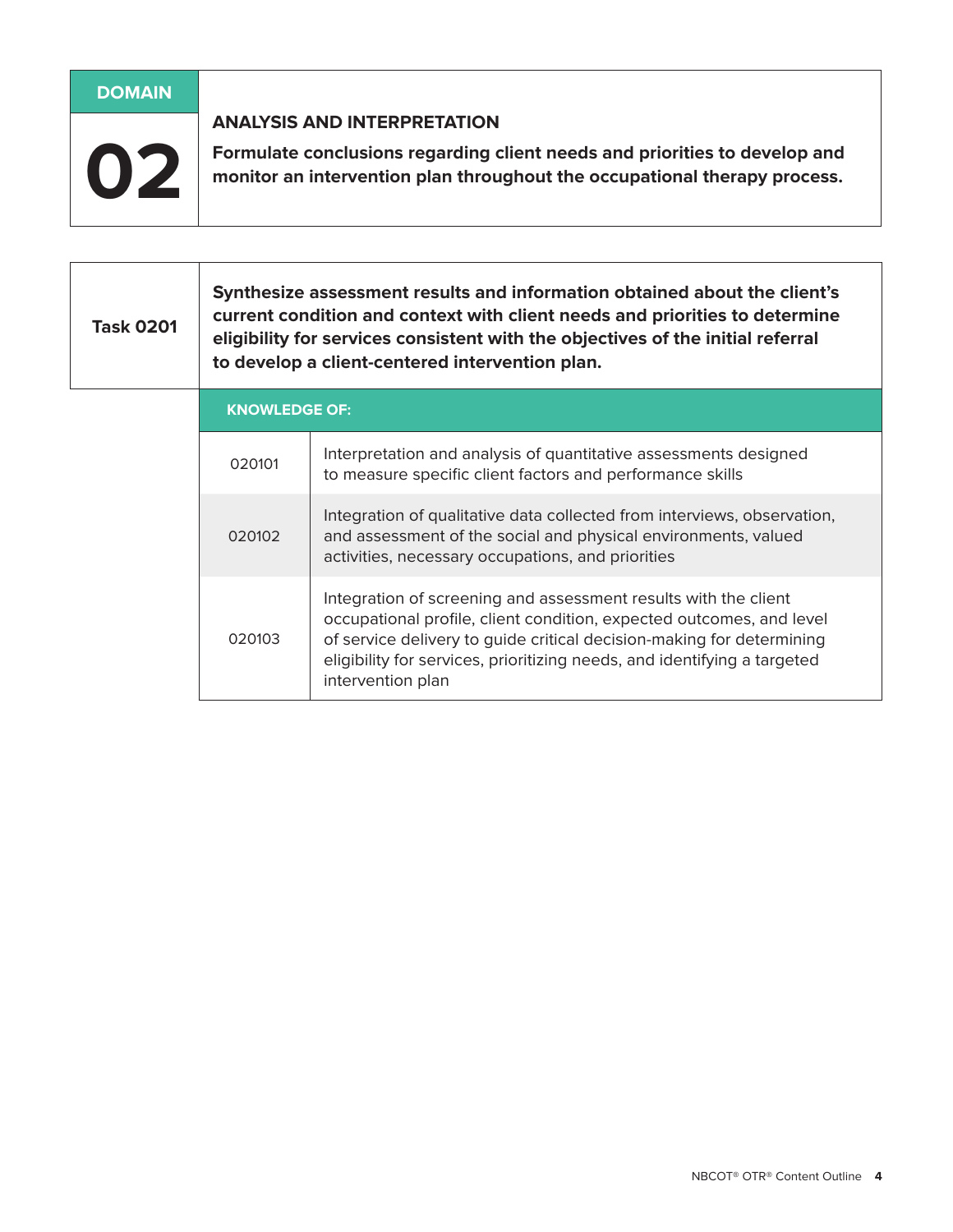# DOMAIN 02

## ANALYSIS AND INTERPRETATION

**Formulate conclusions regarding client needs and priorities to develop and monitor an intervention plan throughout the occupational therapy process.**

### Task 0201

**Synthesize assessment results and information obtained about the client's current condition and context with client needs and priorities to determine eligibility for services consistent with the objectives of the initial referral to develop a client-centered intervention plan.**

| KNOWLEDGE OF: | |
|---|---|
| 020101 | Interpretation and analysis of quantitative assessments designed to measure specific client factors and performance skills |
| 020102 | Integration of qualitative data collected from interviews, observation, and assessment of the social and physical environments, valued activities, necessary occupations, and priorities |
| 020103 | Integration of screening and assessment results with the client occupational profile, client condition, expected outcomes, and level of service delivery to guide critical decision-making for determining eligibility for services, prioritizing needs, and identifying a targeted intervention plan |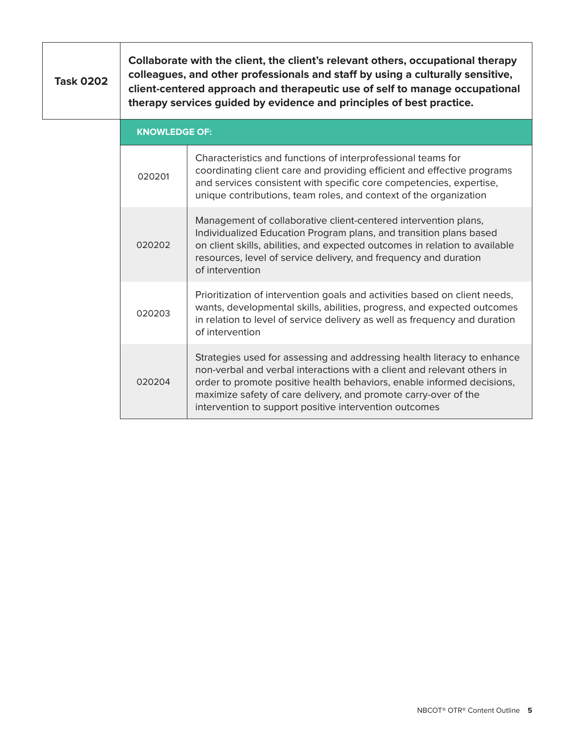| Task 0202 | Collaborate with the client, the client's relevant others, occupational therapy colleagues, and other professionals and staff by using a culturally sensitive, client-centered approach and therapeutic use of self to manage occupational therapy services guided by evidence and principles of best practice. |
|---|---|

| KNOWLEDGE OF: | |
|---|---|
| 020201 | Characteristics and functions of interprofessional teams for coordinating client care and providing efficient and effective programs and services consistent with specific core competencies, expertise, unique contributions, team roles, and context of the organization |
| 020202 | Management of collaborative client-centered intervention plans, Individualized Education Program plans, and transition plans based on client skills, abilities, and expected outcomes in relation to available resources, level of service delivery, and frequency and duration of intervention |
| 020203 | Prioritization of intervention goals and activities based on client needs, wants, developmental skills, abilities, progress, and expected outcomes in relation to level of service delivery as well as frequency and duration of intervention |
| 020204 | Strategies used for assessing and addressing health literacy to enhance non-verbal and verbal interactions with a client and relevant others in order to promote positive health behaviors, enable informed decisions, maximize safety of care delivery, and promote carry-over of the intervention to support positive intervention outcomes |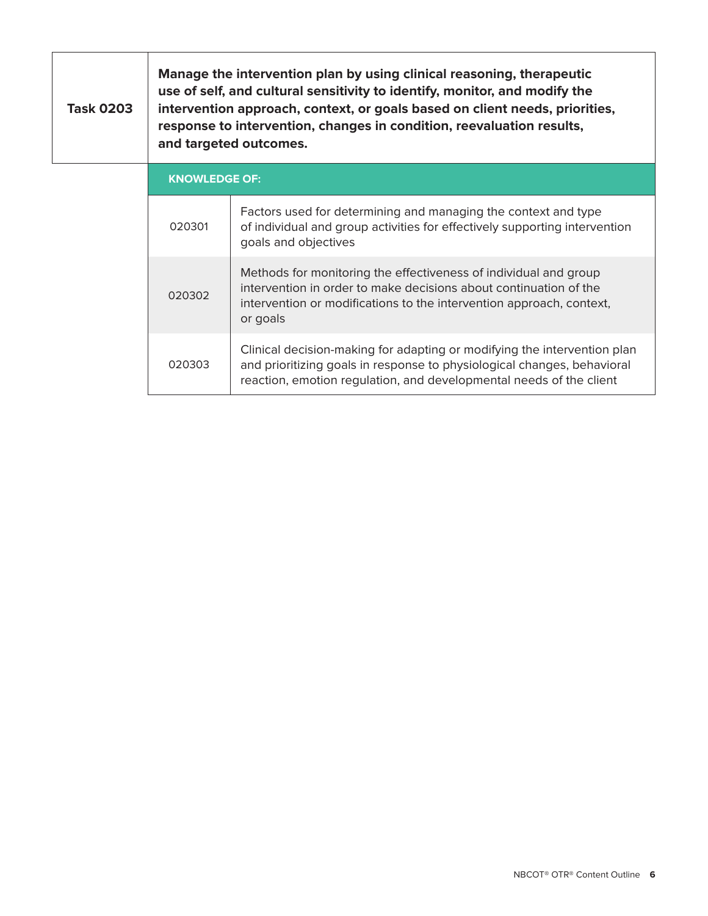| Task 0203 | Manage the intervention plan by using clinical reasoning, therapeutic use of self, and cultural sensitivity to identify, monitor, and modify the intervention approach, context, or goals based on client needs, priorities, response to intervention, changes in condition, reevaluation results, and targeted outcomes. |
|---|---|

**KNOWLEDGE OF:**

| | |
|---|---|
| 020301 | Factors used for determining and managing the context and type of individual and group activities for effectively supporting intervention goals and objectives |
| 020302 | Methods for monitoring the effectiveness of individual and group intervention in order to make decisions about continuation of the intervention or modifications to the intervention approach, context, or goals |
| 020303 | Clinical decision-making for adapting or modifying the intervention plan and prioritizing goals in response to physiological changes, behavioral reaction, emotion regulation, and developmental needs of the client |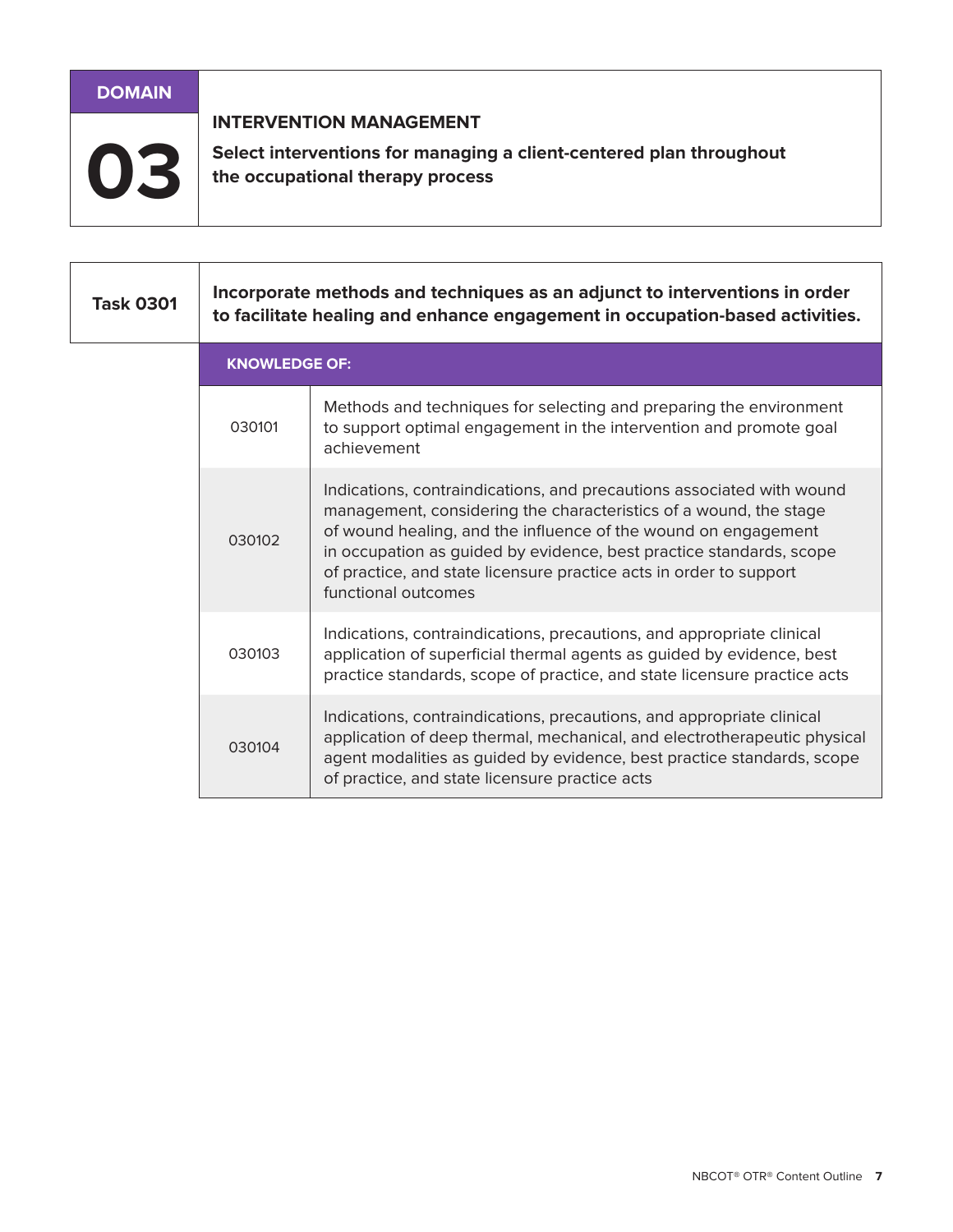## DOMAIN 03

### INTERVENTION MANAGEMENT

**Select interventions for managing a client-centered plan throughout the occupational therapy process**

### Task 0301

**Incorporate methods and techniques as an adjunct to interventions in order to facilitate healing and enhance engagement in occupation-based activities.**

| KNOWLEDGE OF: | |
|---|---|
| 030101 | Methods and techniques for selecting and preparing the environment to support optimal engagement in the intervention and promote goal achievement |
| 030102 | Indications, contraindications, and precautions associated with wound management, considering the characteristics of a wound, the stage of wound healing, and the influence of the wound on engagement in occupation as guided by evidence, best practice standards, scope of practice, and state licensure practice acts in order to support functional outcomes |
| 030103 | Indications, contraindications, precautions, and appropriate clinical application of superficial thermal agents as guided by evidence, best practice standards, scope of practice, and state licensure practice acts |
| 030104 | Indications, contraindications, precautions, and appropriate clinical application of deep thermal, mechanical, and electrotherapeutic physical agent modalities as guided by evidence, best practice standards, scope of practice, and state licensure practice acts |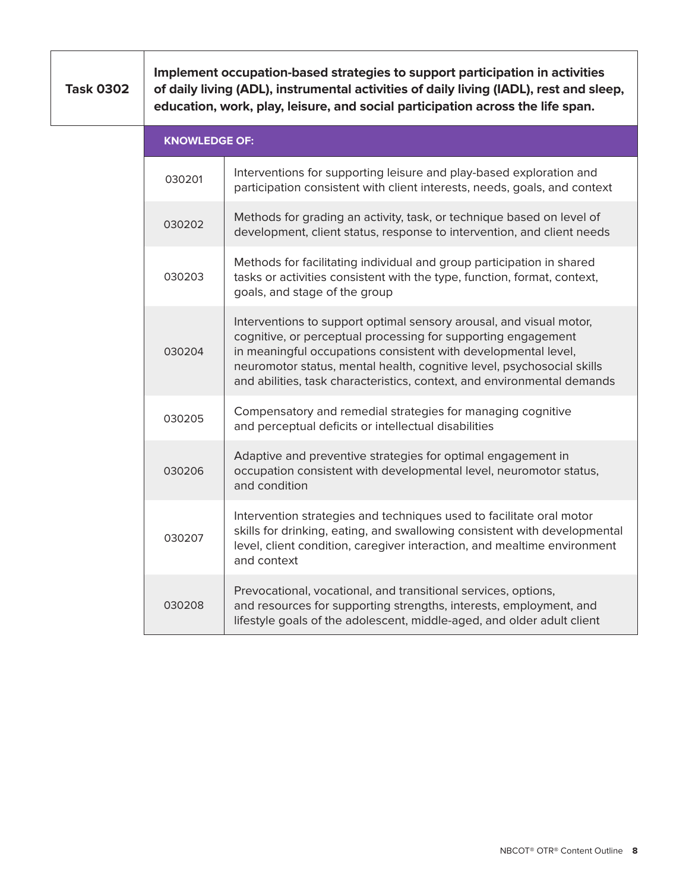| Task 0302 | Implement occupation-based strategies to support participation in activities of daily living (ADL), instrumental activities of daily living (IADL), rest and sleep, education, work, play, leisure, and social participation across the life span. |
|---|---|

| KNOWLEDGE OF: | |
|---|---|
| 030201 | Interventions for supporting leisure and play-based exploration and participation consistent with client interests, needs, goals, and context |
| 030202 | Methods for grading an activity, task, or technique based on level of development, client status, response to intervention, and client needs |
| 030203 | Methods for facilitating individual and group participation in shared tasks or activities consistent with the type, function, format, context, goals, and stage of the group |
| 030204 | Interventions to support optimal sensory arousal, and visual motor, cognitive, or perceptual processing for supporting engagement in meaningful occupations consistent with developmental level, neuromotor status, mental health, cognitive level, psychosocial skills and abilities, task characteristics, context, and environmental demands |
| 030205 | Compensatory and remedial strategies for managing cognitive and perceptual deficits or intellectual disabilities |
| 030206 | Adaptive and preventive strategies for optimal engagement in occupation consistent with developmental level, neuromotor status, and condition |
| 030207 | Intervention strategies and techniques used to facilitate oral motor skills for drinking, eating, and swallowing consistent with developmental level, client condition, caregiver interaction, and mealtime environment and context |
| 030208 | Prevocational, vocational, and transitional services, options, and resources for supporting strengths, interests, employment, and lifestyle goals of the adolescent, middle-aged, and older adult client |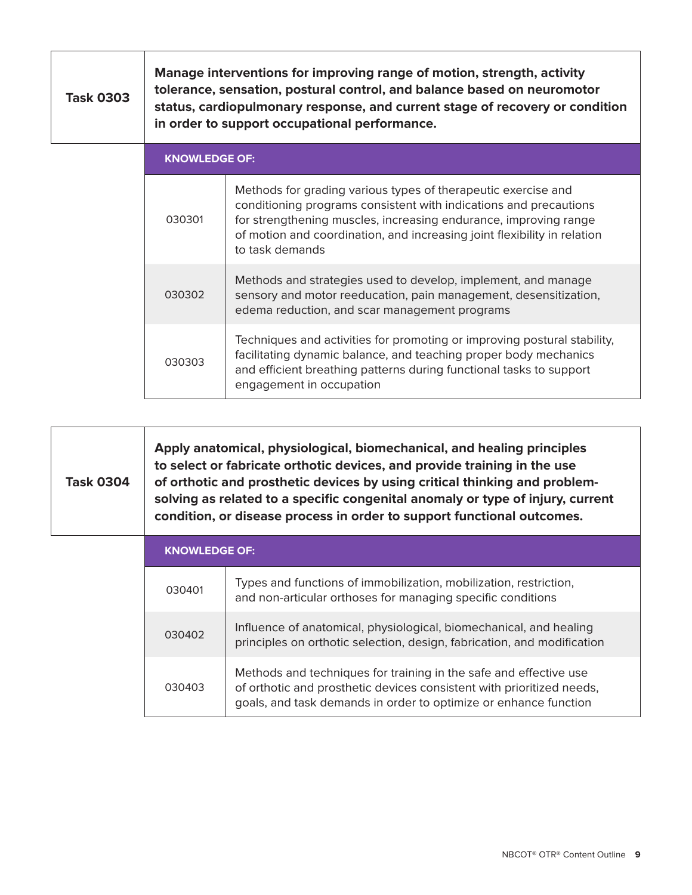| Task 0303 | Manage interventions for improving range of motion, strength, activity tolerance, sensation, postural control, and balance based on neuromotor status, cardiopulmonary response, and current stage of recovery or condition in order to support occupational performance. |
|---|---|

| KNOWLEDGE OF: | |
|---|---|
| 030301 | Methods for grading various types of therapeutic exercise and conditioning programs consistent with indications and precautions for strengthening muscles, increasing endurance, improving range of motion and coordination, and increasing joint flexibility in relation to task demands |
| 030302 | Methods and strategies used to develop, implement, and manage sensory and motor reeducation, pain management, desensitization, edema reduction, and scar management programs |
| 030303 | Techniques and activities for promoting or improving postural stability, facilitating dynamic balance, and teaching proper body mechanics and efficient breathing patterns during functional tasks to support engagement in occupation |

| Task 0304 | Apply anatomical, physiological, biomechanical, and healing principles to select or fabricate orthotic devices, and provide training in the use of orthotic and prosthetic devices by using critical thinking and problem-solving as related to a specific congenital anomaly or type of injury, current condition, or disease process in order to support functional outcomes. |
|---|---|

| KNOWLEDGE OF: | |
|---|---|
| 030401 | Types and functions of immobilization, mobilization, restriction, and non-articular orthoses for managing specific conditions |
| 030402 | Influence of anatomical, physiological, biomechanical, and healing principles on orthotic selection, design, fabrication, and modification |
| 030403 | Methods and techniques for training in the safe and effective use of orthotic and prosthetic devices consistent with prioritized needs, goals, and task demands in order to optimize or enhance function |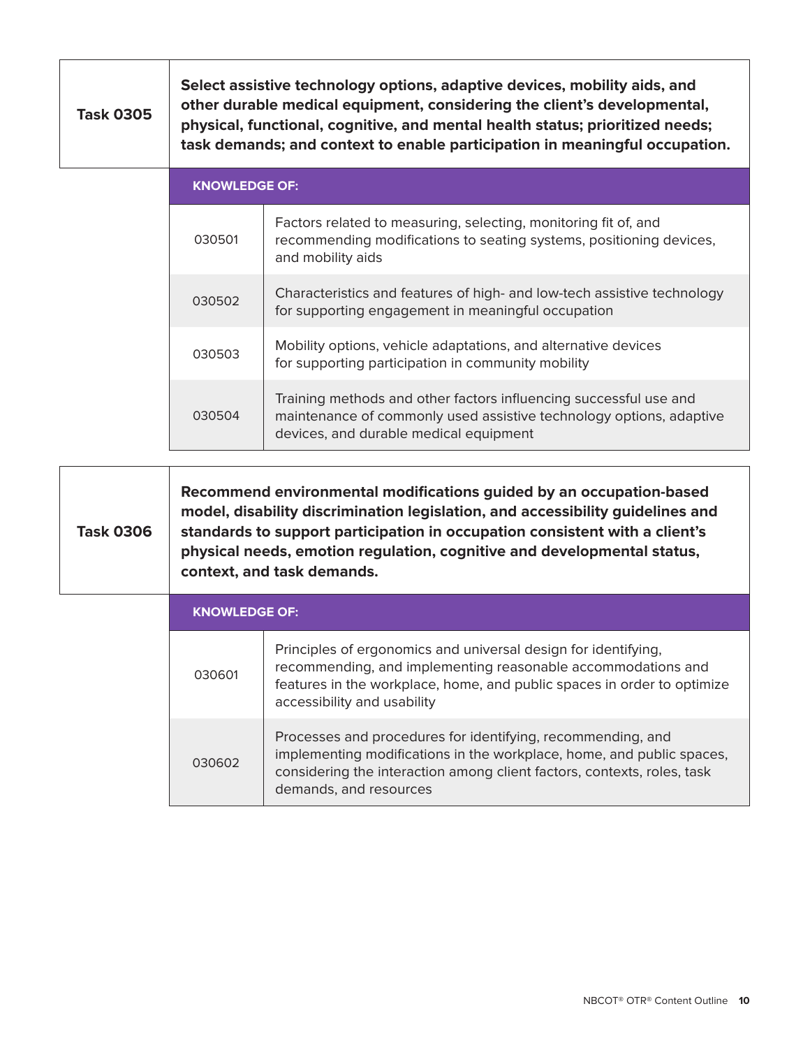| Task 0305 | Select assistive technology options, adaptive devices, mobility aids, and other durable medical equipment, considering the client's developmental, physical, functional, cognitive, and mental health status; prioritized needs; task demands; and context to enable participation in meaningful occupation. |
|---|---|

| KNOWLEDGE OF: | |
|---|---|
| 030501 | Factors related to measuring, selecting, monitoring fit of, and recommending modifications to seating systems, positioning devices, and mobility aids |
| 030502 | Characteristics and features of high- and low-tech assistive technology for supporting engagement in meaningful occupation |
| 030503 | Mobility options, vehicle adaptations, and alternative devices for supporting participation in community mobility |
| 030504 | Training methods and other factors influencing successful use and maintenance of commonly used assistive technology options, adaptive devices, and durable medical equipment |

| Task 0306 | Recommend environmental modifications guided by an occupation-based model, disability discrimination legislation, and accessibility guidelines and standards to support participation in occupation consistent with a client's physical needs, emotion regulation, cognitive and developmental status, context, and task demands. |
|---|---|

| KNOWLEDGE OF: | |
|---|---|
| 030601 | Principles of ergonomics and universal design for identifying, recommending, and implementing reasonable accommodations and features in the workplace, home, and public spaces in order to optimize accessibility and usability |
| 030602 | Processes and procedures for identifying, recommending, and implementing modifications in the workplace, home, and public spaces, considering the interaction among client factors, contexts, roles, task demands, and resources |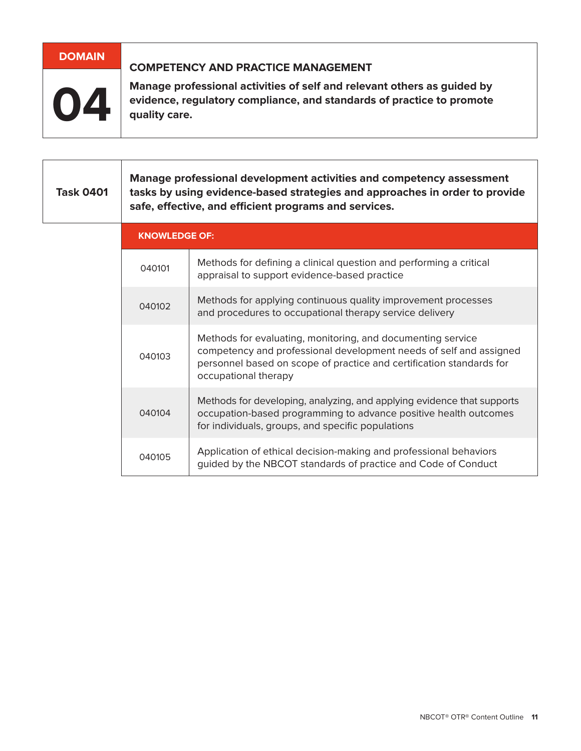## DOMAIN 04

### COMPETENCY AND PRACTICE MANAGEMENT

**Manage professional activities of self and relevant others as guided by evidence, regulatory compliance, and standards of practice to promote quality care.**

### Task 0401

**Manage professional development activities and competency assessment tasks by using evidence-based strategies and approaches in order to provide safe, effective, and efficient programs and services.**

| KNOWLEDGE OF: | |
|---|---|
| 040101 | Methods for defining a clinical question and performing a critical appraisal to support evidence-based practice |
| 040102 | Methods for applying continuous quality improvement processes and procedures to occupational therapy service delivery |
| 040103 | Methods for evaluating, monitoring, and documenting service competency and professional development needs of self and assigned personnel based on scope of practice and certification standards for occupational therapy |
| 040104 | Methods for developing, analyzing, and applying evidence that supports occupation-based programming to advance positive health outcomes for individuals, groups, and specific populations |
| 040105 | Application of ethical decision-making and professional behaviors guided by the NBCOT standards of practice and Code of Conduct |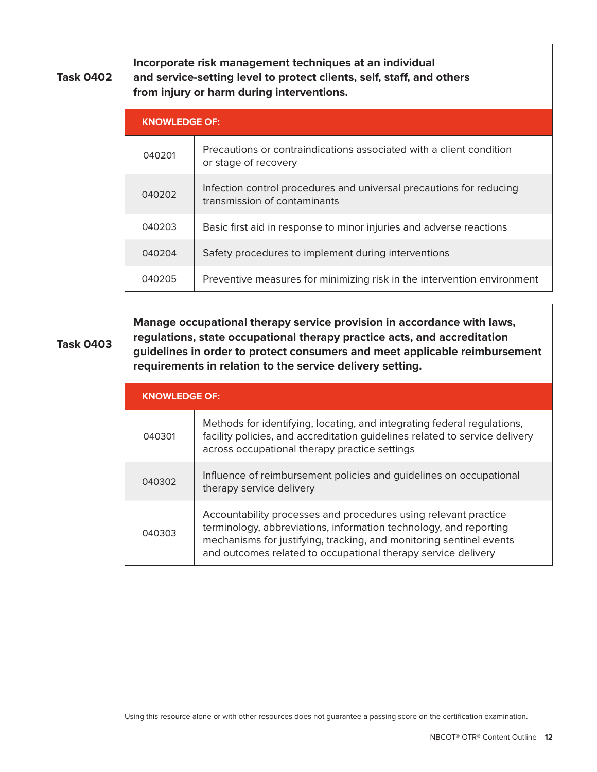| Task 0402 | Incorporate risk management techniques at an individual and service-setting level to protect clients, self, staff, and others from injury or harm during interventions. |
|---|---|

| KNOWLEDGE OF: | |
|---|---|
| 040201 | Precautions or contraindications associated with a client condition or stage of recovery |
| 040202 | Infection control procedures and universal precautions for reducing transmission of contaminants |
| 040203 | Basic first aid in response to minor injuries and adverse reactions |
| 040204 | Safety procedures to implement during interventions |
| 040205 | Preventive measures for minimizing risk in the intervention environment |

| Task 0403 | Manage occupational therapy service provision in accordance with laws, regulations, state occupational therapy practice acts, and accreditation guidelines in order to protect consumers and meet applicable reimbursement requirements in relation to the service delivery setting. |
|---|---|

| KNOWLEDGE OF: | |
|---|---|
| 040301 | Methods for identifying, locating, and integrating federal regulations, facility policies, and accreditation guidelines related to service delivery across occupational therapy practice settings |
| 040302 | Influence of reimbursement policies and guidelines on occupational therapy service delivery |
| 040303 | Accountability processes and procedures using relevant practice terminology, abbreviations, information technology, and reporting mechanisms for justifying, tracking, and monitoring sentinel events and outcomes related to occupational therapy service delivery |

Using this resource alone or with other resources does not guarantee a passing score on the certification examination.